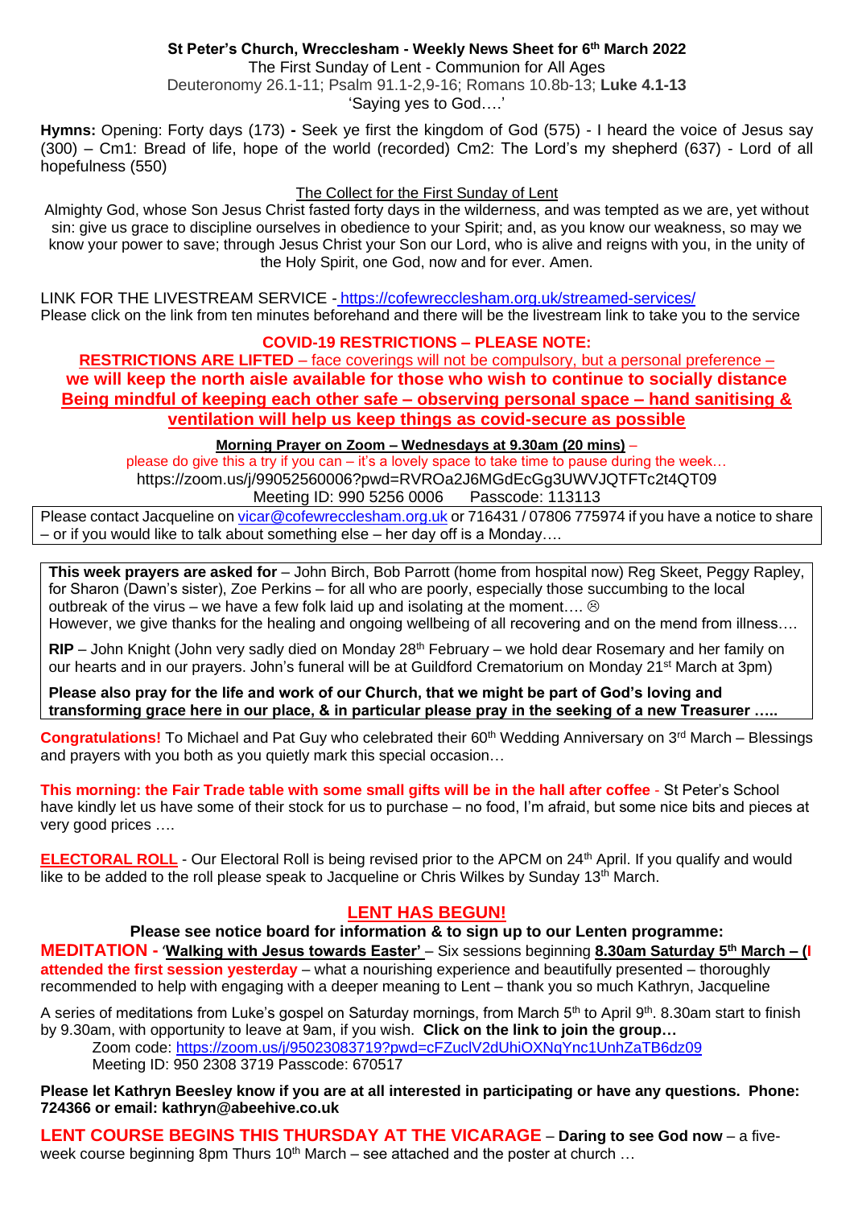**St Peter's Church, Wrecclesham - Weekly News Sheet for 6th March 2022**

The First Sunday of Lent - Communion for All Ages

Deuteronomy 26.1-11; Psalm 91.1-2,9-16; Romans 10.8b-13; **Luke 4.1-13**

'Saying yes to God….'

**Hymns:** Opening: Forty days (173) **-** Seek ye first the kingdom of God (575) - I heard the voice of Jesus say (300) – Cm1: Bread of life, hope of the world (recorded) Cm2: The Lord's my shepherd (637) - Lord of all hopefulness (550)

The Collect for the First Sunday of Lent

Almighty God, whose Son Jesus Christ fasted forty days in the wilderness, and was tempted as we are, yet without sin: give us grace to discipline ourselves in obedience to your Spirit; and, as you know our weakness, so may we know your power to save; through Jesus Christ your Son our Lord, who is alive and reigns with you, in the unity of the Holy Spirit, one God, now and for ever. Amen.

LINK FOR THE LIVESTREAM SERVICE - https://cofewrecclesham.org.uk/streamed-services/

Please click on the link from ten minutes beforehand and there will be the livestream link to take you to the service

**COVID-19 RESTRICTIONS – PLEASE NOTE:**

**RESTRICTIONS ARE LIFTED** – face coverings will not be compulsory, but a personal preference –

**we will keep the north aisle available for those who wish to continue to socially distance**

**Being mindful of keeping each other safe – observing personal space – hand sanitising & ventilation will help us keep things as covid-secure as possible**

**Morning Prayer on Zoom – Wednesdays at 9.30am (20 mins)** –

please do give this a try if you can – it's a lovely space to take time to pause during the week…

https://zoom.us/j/99052560006?pwd=RVROa2J6MGdEcGg3UWVJQTFTc2t4QT09

Meeting ID: 990 5256 0006 Passcode: 113113

Please contact Jacqueline on vicar@cofewrecclesham.org.uk or 716431 / 07806 775974 if you have a notice to share – or if you would like to talk about something else – her day off is a Monday….

**This week prayers are asked for** – John Birch, Bob Parrott (home from hospital now) Reg Skeet, Peggy Rapley, for Sharon (Dawn's sister), Zoe Perkins – for all who are poorly, especially those succumbing to the local outbreak of the virus – we have a few folk laid up and isolating at the moment…. ☹

However, we give thanks for the healing and ongoing wellbeing of all recovering and on the mend from illness….

**RIP** – John Knight (John very sadly died on Monday 28th February – we hold dear Rosemary and her family on our hearts and in our prayers. John's funeral will be at Guildford Crematorium on Monday 21st March at 3pm)

**Please also pray for the life and work of our Church, that we might be part of God's loving and transforming grace here in our place, & in particular please pray in the seeking of a new Treasurer …..**

**Congratulations!** To Michael and Pat Guy who celebrated their 60th Wedding Anniversary on 3rd March – Blessings and prayers with you both as you quietly mark this special occasion…

**This morning: the Fair Trade table with some small gifts will be in the hall after coffee** - St Peter's School have kindly let us have some of their stock for us to purchase – no food, I'm afraid, but some nice bits and pieces at very good prices ….

**ELECTORAL ROLL** - Our Electoral Roll is being revised prior to the APCM on 24th April. If you qualify and would like to be added to the roll please speak to Jacqueline or Chris Wilkes by Sunday 13th March.

## LENT HAS BEGUN!

**Please see notice board for information & to sign up to our Lenten programme:**

**MEDITATION -** *'***Walking with Jesus towards Easter'** – Six sessions beginning **8.30am Saturday 5th March – (I attended the first session yesterday** – what a nourishing experience and beautifully presented – thoroughly recommended to help with engaging with a deeper meaning to Lent – thank you so much Kathryn, Jacqueline

A series of meditations from Luke's gospel on Saturday mornings, from March 5th to April 9th. 8.30am start to finish by 9.30am, with opportunity to leave at 9am, if you wish. **Click on the link to join the group…**

Zoom code: https://zoom.us/j/95023083719?pwd=cFZuclV2dUhiOXNqYnc1UnhZaTB6dz09

Meeting ID: 950 2308 3719 Passcode: 670517

**Please let Kathryn Beesley know if you are at all interested in participating or have any questions. Phone: 724366 or email: kathryn@abeehive.co.uk**

**LENT COURSE BEGINS THIS THURSDAY AT THE VICARAGE** – **Daring to see God now** – a five-week course beginning 8pm Thurs 10th March – see attached and the poster at church …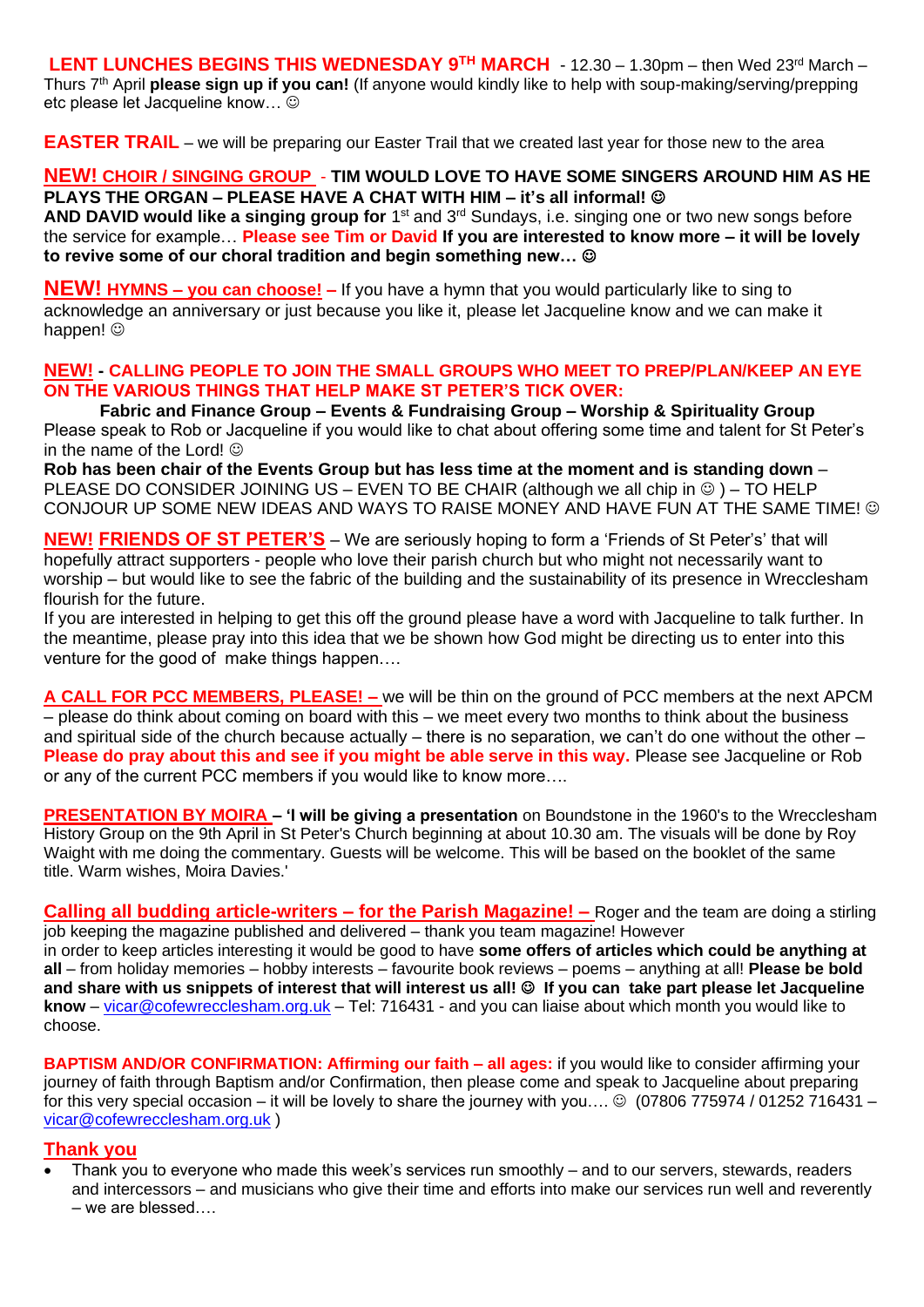**LENT LUNCHES BEGINS THIS WEDNESDAY 9TH MARCH** - 12.30 – 1.30pm – then Wed 23rd March – Thurs 7th April **please sign up if you can!** (If anyone would kindly like to help with soup-making/serving/prepping etc please let Jacqueline know… ☺

**EASTER TRAIL** – we will be preparing our Easter Trail that we created last year for those new to the area

**NEW! CHOIR / SINGING GROUP** - **TIM WOULD LOVE TO HAVE SOME SINGERS AROUND HIM AS HE PLAYS THE ORGAN – PLEASE HAVE A CHAT WITH HIM – it's all informal! ☺**
**AND DAVID would like a singing group for** 1st and 3rd Sundays, i.e. singing one or two new songs before the service for example… **Please see Tim or David If you are interested to know more – it will be lovely to revive some of our choral tradition and begin something new… ☺**

**NEW! HYMNS – you can choose! –** If you have a hymn that you would particularly like to sing to acknowledge an anniversary or just because you like it, please let Jacqueline know and we can make it happen! ☺

**NEW! - CALLING PEOPLE TO JOIN THE SMALL GROUPS WHO MEET TO PREP/PLAN/KEEP AN EYE ON THE VARIOUS THINGS THAT HELP MAKE ST PETER'S TICK OVER:**

**Fabric and Finance Group – Events & Fundraising Group – Worship & Spirituality Group**
Please speak to Rob or Jacqueline if you would like to chat about offering some time and talent for St Peter's in the name of the Lord! ☺
**Rob has been chair of the Events Group but has less time at the moment and is standing down** – PLEASE DO CONSIDER JOINING US – EVEN TO BE CHAIR (although we all chip in ☺ ) – TO HELP CONJOUR UP SOME NEW IDEAS AND WAYS TO RAISE MONEY AND HAVE FUN AT THE SAME TIME! ☺

**NEW! FRIENDS OF ST PETER'S** – We are seriously hoping to form a 'Friends of St Peter's' that will hopefully attract supporters - people who love their parish church but who might not necessarily want to worship – but would like to see the fabric of the building and the sustainability of its presence in Wrecclesham flourish for the future.
If you are interested in helping to get this off the ground please have a word with Jacqueline to talk further. In the meantime, please pray into this idea that we be shown how God might be directing us to enter into this venture for the good of make things happen….

**A CALL FOR PCC MEMBERS, PLEASE! –** we will be thin on the ground of PCC members at the next APCM – please do think about coming on board with this – we meet every two months to think about the business and spiritual side of the church because actually – there is no separation, we can't do one without the other – **Please do pray about this and see if you might be able serve in this way.** Please see Jacqueline or Rob or any of the current PCC members if you would like to know more….

**PRESENTATION BY MOIRA – 'I will be giving a presentation** on Boundstone in the 1960's to the Wrecclesham History Group on the 9th April in St Peter's Church beginning at about 10.30 am. The visuals will be done by Roy Waight with me doing the commentary. Guests will be welcome. This will be based on the booklet of the same title. Warm wishes, Moira Davies.'

**Calling all budding article-writers – for the Parish Magazine! –** Roger and the team are doing a stirling job keeping the magazine published and delivered – thank you team magazine! However in order to keep articles interesting it would be good to have **some offers of articles which could be anything at all** – from holiday memories – hobby interests – favourite book reviews – poems – anything at all! **Please be bold and share with us snippets of interest that will interest us all! ☺ If you can take part please let Jacqueline know** – vicar@cofewrecclesham.org.uk – Tel: 716431 - and you can liaise about which month you would like to choose.

**BAPTISM AND/OR CONFIRMATION: Affirming our faith – all ages:** if you would like to consider affirming your journey of faith through Baptism and/or Confirmation, then please come and speak to Jacqueline about preparing for this very special occasion – it will be lovely to share the journey with you…. ☺ (07806 775974 / 01252 716431 – vicar@cofewrecclesham.org.uk )

**Thank you**

- Thank you to everyone who made this week's services run smoothly – and to our servers, stewards, readers and intercessors – and musicians who give their time and efforts into make our services run well and reverently – we are blessed….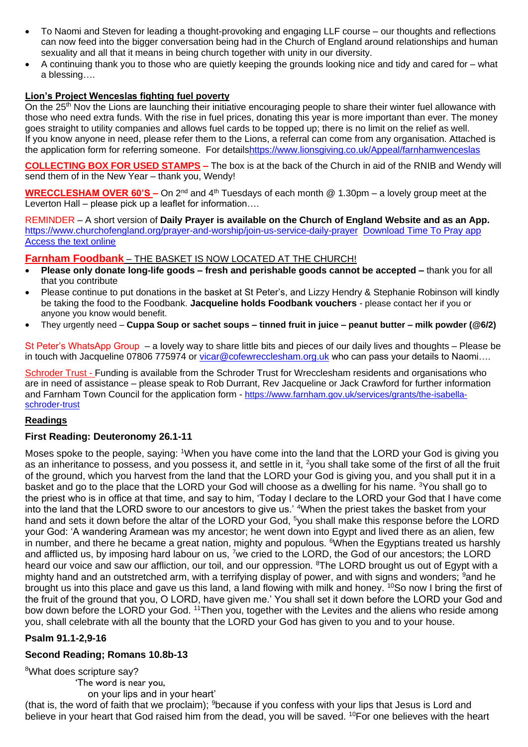- To Naomi and Steven for leading a thought-provoking and engaging LLF course – our thoughts and reflections can now feed into the bigger conversation being had in the Church of England around relationships and human sexuality and all that it means in being church together with unity in our diversity.
- A continuing thank you to those who are quietly keeping the grounds looking nice and tidy and cared for – what a blessing….

**Lion's Project Wenceslas fighting fuel poverty**

On the 25th Nov the Lions are launching their initiative encouraging people to share their winter fuel allowance with those who need extra funds. With the rise in fuel prices, donating this year is more important than ever. The money goes straight to utility companies and allows fuel cards to be topped up; there is no limit on the relief as well.
If you know anyone in need, please refer them to the Lions, a referral can come from any organisation. Attached is the application form for referring someone. For detailshttps://www.lionsgiving.co.uk/Appeal/farnhamwenceslas

**COLLECTING BOX FOR USED STAMPS –** The box is at the back of the Church in aid of the RNIB and Wendy will send them of in the New Year – thank you, Wendy!

**WRECCLESHAM OVER 60'S –** On 2nd and 4th Tuesdays of each month @ 1.30pm – a lovely group meet at the Leverton Hall – please pick up a leaflet for information….

REMINDER – A short version of **Daily Prayer is available on the Church of England Website and as an App.** https://www.churchofengland.org/prayer-and-worship/join-us-service-daily-prayer Download Time To Pray app Access the text online

**Farnham Foodbank** – THE BASKET IS NOW LOCATED AT THE CHURCH!

- **Please only donate long-life goods – fresh and perishable goods cannot be accepted –** thank you for all that you contribute
- Please continue to put donations in the basket at St Peter's, and Lizzy Hendry & Stephanie Robinson will kindly be taking the food to the Foodbank. **Jacqueline holds Foodbank vouchers** - please contact her if you or anyone you know would benefit.
- They urgently need – **Cuppa Soup or sachet soups – tinned fruit in juice – peanut butter – milk powder (@6/2)**

St Peter's WhatsApp Group – a lovely way to share little bits and pieces of our daily lives and thoughts – Please be in touch with Jacqueline 07806 775974 or vicar@cofewrecclesham.org.uk who can pass your details to Naomi….

Schroder Trust - Funding is available from the Schroder Trust for Wrecclesham residents and organisations who are in need of assistance – please speak to Rob Durrant, Rev Jacqueline or Jack Crawford for further information and Farnham Town Council for the application form - https://www.farnham.gov.uk/services/grants/the-isabella-schroder-trust

**Readings**

**First Reading: Deuteronomy 26.1-11**

Moses spoke to the people, saying: [1]When you have come into the land that the LORD your God is giving you as an inheritance to possess, and you possess it, and settle in it, [2]you shall take some of the first of all the fruit of the ground, which you harvest from the land that the LORD your God is giving you, and you shall put it in a basket and go to the place that the LORD your God will choose as a dwelling for his name. [3]You shall go to the priest who is in office at that time, and say to him, 'Today I declare to the LORD your God that I have come into the land that the LORD swore to our ancestors to give us.' [4]When the priest takes the basket from your hand and sets it down before the altar of the LORD your God, [5]you shall make this response before the LORD your God: 'A wandering Aramean was my ancestor; he went down into Egypt and lived there as an alien, few in number, and there he became a great nation, mighty and populous. [6]When the Egyptians treated us harshly and afflicted us, by imposing hard labour on us, [7]we cried to the LORD, the God of our ancestors; the LORD heard our voice and saw our affliction, our toil, and our oppression. [8]The LORD brought us out of Egypt with a mighty hand and an outstretched arm, with a terrifying display of power, and with signs and wonders; [9]and he brought us into this place and gave us this land, a land flowing with milk and honey. [10]So now I bring the first of the fruit of the ground that you, O LORD, have given me.' You shall set it down before the LORD your God and bow down before the LORD your God. [11]Then you, together with the Levites and the aliens who reside among you, shall celebrate with all the bounty that the LORD your God has given to you and to your house.

**Psalm 91.1-2,9-16**

**Second Reading; Romans 10.8b-13**

[8]What does scripture say?
'The word is near you,
on your lips and in your heart'
(that is, the word of faith that we proclaim); [9]because if you confess with your lips that Jesus is Lord and believe in your heart that God raised him from the dead, you will be saved. [10]For one believes with the heart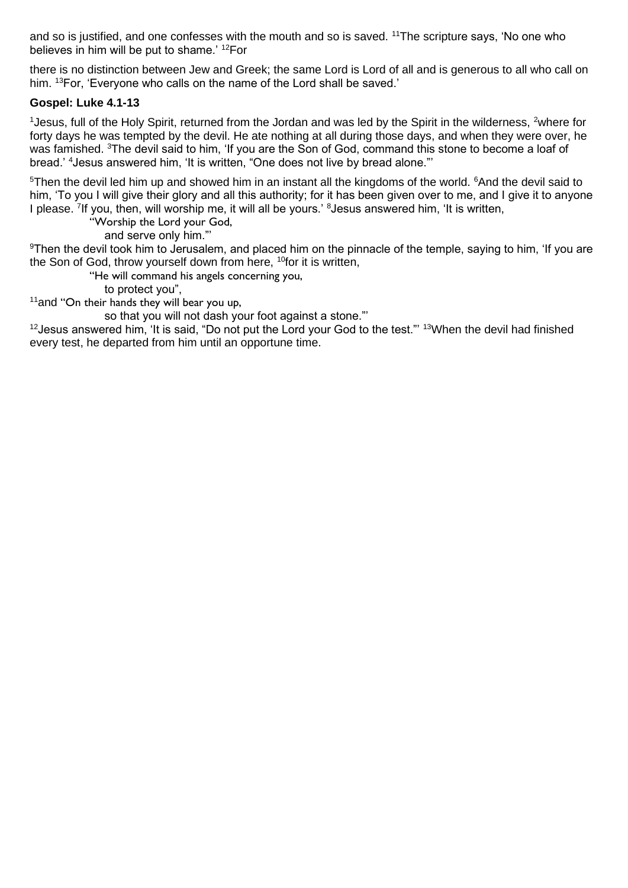and so is justified, and one confesses with the mouth and so is saved. [11]The scripture says, 'No one who believes in him will be put to shame.' [12]For

there is no distinction between Jew and Greek; the same Lord is Lord of all and is generous to all who call on him. [13]For, 'Everyone who calls on the name of the Lord shall be saved.'

**Gospel: Luke 4.1-13**

[1]Jesus, full of the Holy Spirit, returned from the Jordan and was led by the Spirit in the wilderness, [2]where for forty days he was tempted by the devil. He ate nothing at all during those days, and when they were over, he was famished. [3]The devil said to him, 'If you are the Son of God, command this stone to become a loaf of bread.' [4]Jesus answered him, 'It is written, "One does not live by bread alone."'

[5]Then the devil led him up and showed him in an instant all the kingdoms of the world. [6]And the devil said to him, 'To you I will give their glory and all this authority; for it has been given over to me, and I give it to anyone I please. [7]If you, then, will worship me, it will all be yours.' [8]Jesus answered him, 'It is written,

"Worship the Lord your God,
and serve only him."'

[9]Then the devil took him to Jerusalem, and placed him on the pinnacle of the temple, saying to him, 'If you are the Son of God, throw yourself down from here, [10]for it is written,

"He will command his angels concerning you,
to protect you",

[11]and "On their hands they will bear you up,
so that you will not dash your foot against a stone."'

[12]Jesus answered him, 'It is said, "Do not put the Lord your God to the test."' [13]When the devil had finished every test, he departed from him until an opportune time.